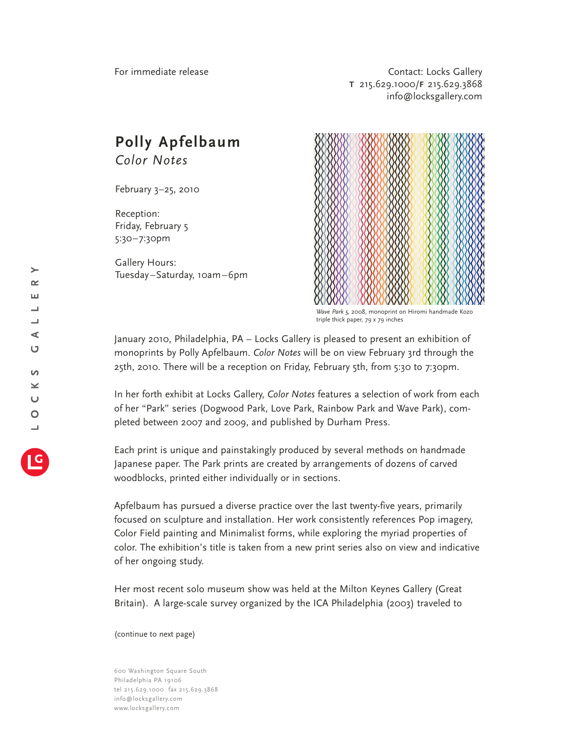For immediate release

Contact: Locks Gallery
**T** 215.629.1000/**F** 215.629.3868
info@locksgallery.com

# Polly Apfelbaum
## *Color Notes*

February 3–25, 2010

Reception:
Friday, February 5
5:30–7:30pm

Gallery Hours:
Tuesday–Saturday, 10am–6pm

*Wave Park 5*, 2008, monoprint on Hiromi handmade Kozo triple thick paper, 79 x 79 inches

January 2010, Philadelphia, PA – Locks Gallery is pleased to present an exhibition of monoprints by Polly Apfelbaum. *Color Notes* will be on view February 3rd through the 25th, 2010. There will be a reception on Friday, February 5th, from 5:30 to 7:30pm.

In her forth exhibit at Locks Gallery, *Color Notes* features a selection of work from each of her "Park" series (Dogwood Park, Love Park, Rainbow Park and Wave Park), completed between 2007 and 2009, and published by Durham Press.

Each print is unique and painstakingly produced by several methods on handmade Japanese paper. The Park prints are created by arrangements of dozens of carved woodblocks, printed either individually or in sections.

Apfelbaum has pursued a diverse practice over the last twenty-five years, primarily focused on sculpture and installation. Her work consistently references Pop imagery, Color Field painting and Minimalist forms, while exploring the myriad properties of color. The exhibition's title is taken from a new print series also on view and indicative of her ongoing study.

Her most recent solo museum show was held at the Milton Keynes Gallery (Great Britain). A large-scale survey organized by the ICA Philadelphia (2003) traveled to

(continue to next page)

600 Washington Square South
Philadelphia PA 19106
tel 215.629.1000 fax 215.629.3868
info@locksgallery.com
www.locksgallery.com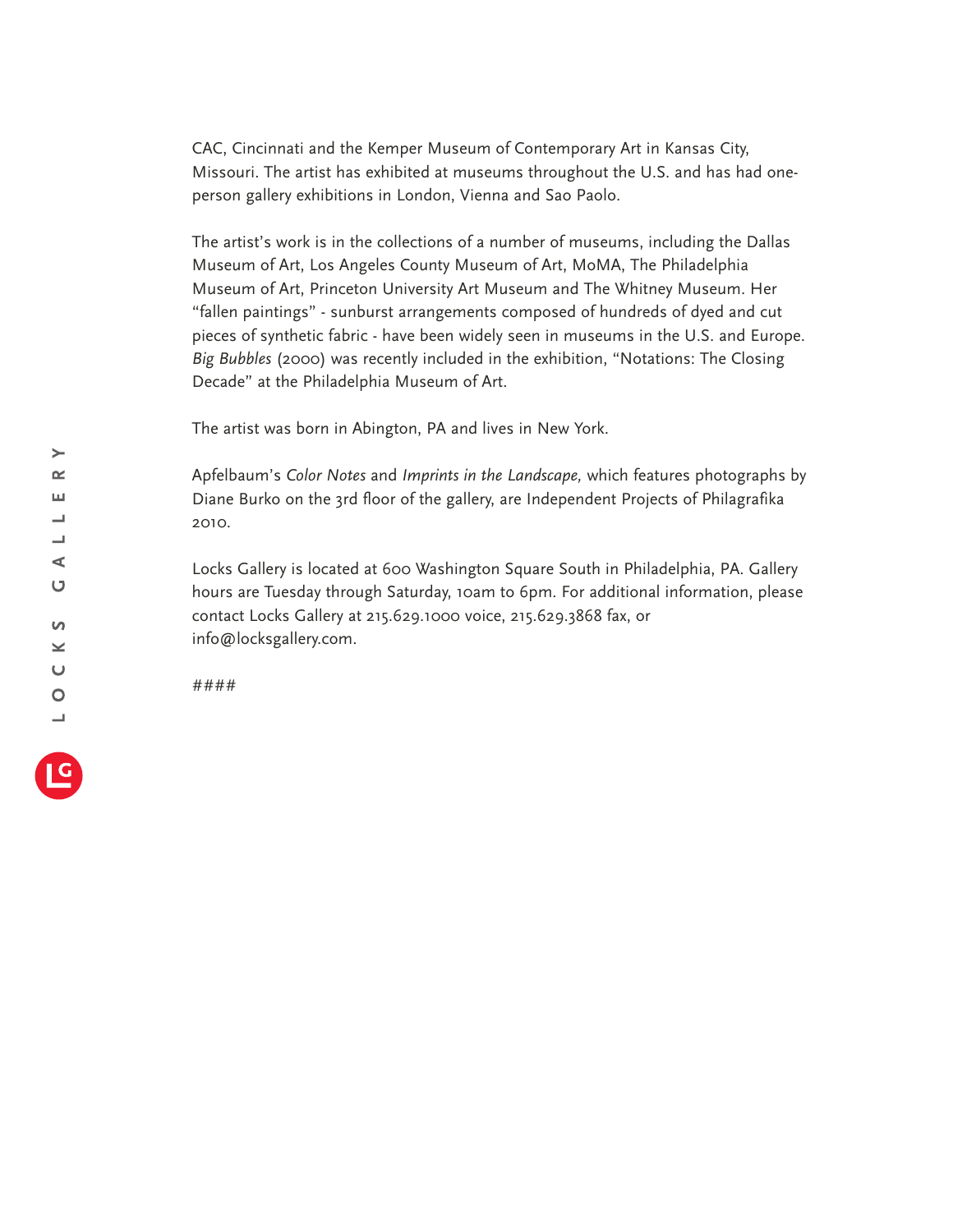CAC, Cincinnati and the Kemper Museum of Contemporary Art in Kansas City, Missouri. The artist has exhibited at museums throughout the U.S. and has had one-person gallery exhibitions in London, Vienna and Sao Paolo.

The artist's work is in the collections of a number of museums, including the Dallas Museum of Art, Los Angeles County Museum of Art, MoMA, The Philadelphia Museum of Art, Princeton University Art Museum and The Whitney Museum. Her "fallen paintings" - sunburst arrangements composed of hundreds of dyed and cut pieces of synthetic fabric - have been widely seen in museums in the U.S. and Europe. *Big Bubbles* (2000) was recently included in the exhibition, "Notations: The Closing Decade" at the Philadelphia Museum of Art.

The artist was born in Abington, PA and lives in New York.

Apfelbaum's *Color Notes* and *Imprints in the Landscape,* which features photographs by Diane Burko on the 3rd floor of the gallery, are Independent Projects of Philagrafika 2010.

Locks Gallery is located at 600 Washington Square South in Philadelphia, PA. Gallery hours are Tuesday through Saturday, 10am to 6pm. For additional information, please contact Locks Gallery at 215.629.1000 voice, 215.629.3868 fax, or info@locksgallery.com.

####